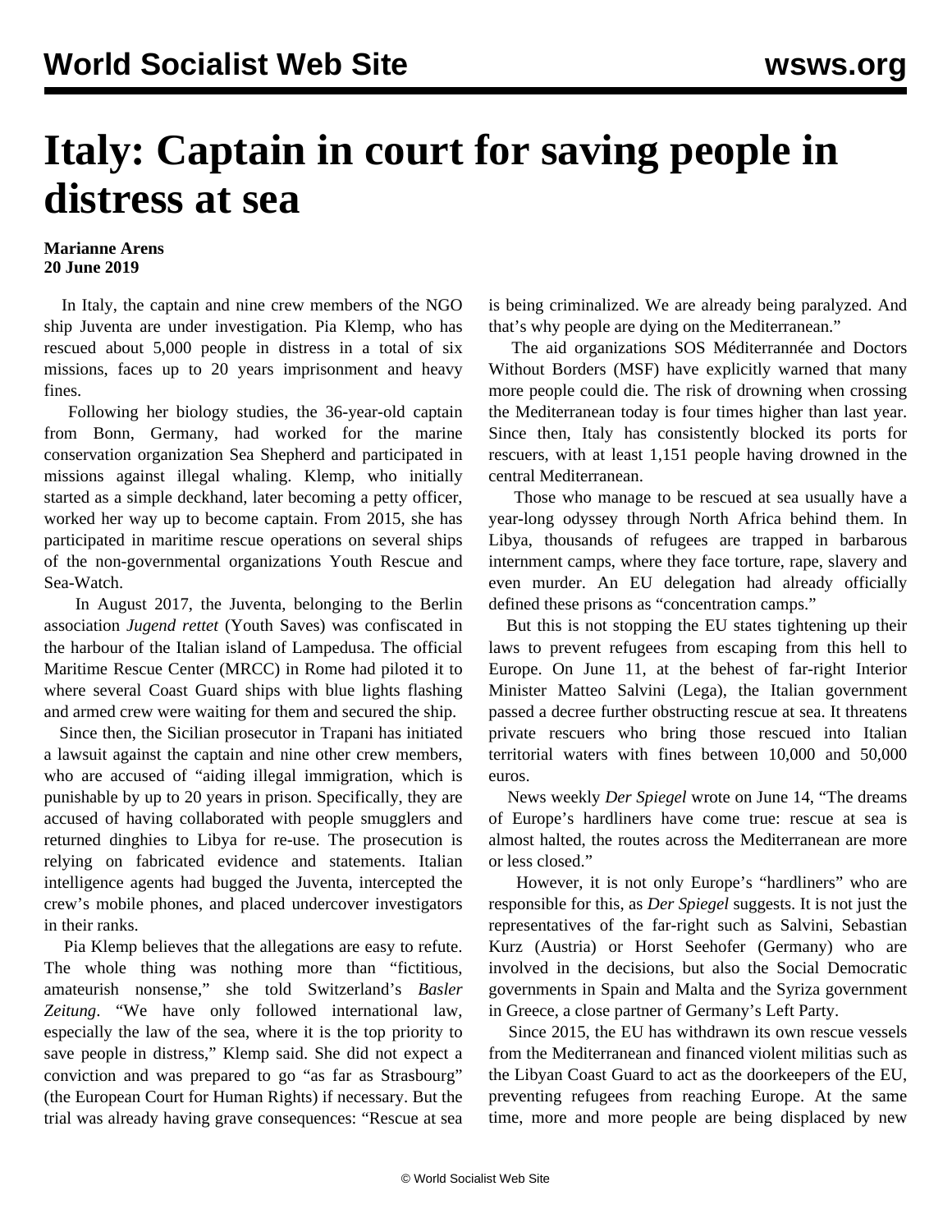# Italy: Captain in court for saving people in distress at sea

**Marianne Arens**
**20 June 2019**

In Italy, the captain and nine crew members of the NGO ship Juventa are under investigation. Pia Klemp, who has rescued about 5,000 people in distress in a total of six missions, faces up to 20 years imprisonment and heavy fines.

Following her biology studies, the 36-year-old captain from Bonn, Germany, had worked for the marine conservation organization Sea Shepherd and participated in missions against illegal whaling. Klemp, who initially started as a simple deckhand, later becoming a petty officer, worked her way up to become captain. From 2015, she has participated in maritime rescue operations on several ships of the non-governmental organizations Youth Rescue and Sea-Watch.

In August 2017, the Juventa, belonging to the Berlin association *Jugend rettet* (Youth Saves) was confiscated in the harbour of the Italian island of Lampedusa. The official Maritime Rescue Center (MRCC) in Rome had piloted it to where several Coast Guard ships with blue lights flashing and armed crew were waiting for them and secured the ship.

Since then, the Sicilian prosecutor in Trapani has initiated a lawsuit against the captain and nine other crew members, who are accused of "aiding illegal immigration, which is punishable by up to 20 years in prison. Specifically, they are accused of having collaborated with people smugglers and returned dinghies to Libya for re-use. The prosecution is relying on fabricated evidence and statements. Italian intelligence agents had bugged the Juventa, intercepted the crew's mobile phones, and placed undercover investigators in their ranks.

Pia Klemp believes that the allegations are easy to refute. The whole thing was nothing more than "fictitious, amateurish nonsense," she told Switzerland's *Basler Zeitung*. "We have only followed international law, especially the law of the sea, where it is the top priority to save people in distress," Klemp said. She did not expect a conviction and was prepared to go "as far as Strasbourg" (the European Court for Human Rights) if necessary. But the trial was already having grave consequences: "Rescue at sea is being criminalized. We are already being paralyzed. And that's why people are dying on the Mediterranean."

The aid organizations SOS Méditerrannée and Doctors Without Borders (MSF) have explicitly warned that many more people could die. The risk of drowning when crossing the Mediterranean today is four times higher than last year. Since then, Italy has consistently blocked its ports for rescuers, with at least 1,151 people having drowned in the central Mediterranean.

Those who manage to be rescued at sea usually have a year-long odyssey through North Africa behind them. In Libya, thousands of refugees are trapped in barbarous internment camps, where they face torture, rape, slavery and even murder. An EU delegation had already officially defined these prisons as "concentration camps."

But this is not stopping the EU states tightening up their laws to prevent refugees from escaping from this hell to Europe. On June 11, at the behest of far-right Interior Minister Matteo Salvini (Lega), the Italian government passed a decree further obstructing rescue at sea. It threatens private rescuers who bring those rescued into Italian territorial waters with fines between 10,000 and 50,000 euros.

News weekly *Der Spiegel* wrote on June 14, "The dreams of Europe's hardliners have come true: rescue at sea is almost halted, the routes across the Mediterranean are more or less closed."

However, it is not only Europe's "hardliners" who are responsible for this, as *Der Spiegel* suggests. It is not just the representatives of the far-right such as Salvini, Sebastian Kurz (Austria) or Horst Seehofer (Germany) who are involved in the decisions, but also the Social Democratic governments in Spain and Malta and the Syriza government in Greece, a close partner of Germany's Left Party.

Since 2015, the EU has withdrawn its own rescue vessels from the Mediterranean and financed violent militias such as the Libyan Coast Guard to act as the doorkeepers of the EU, preventing refugees from reaching Europe. At the same time, more and more people are being displaced by new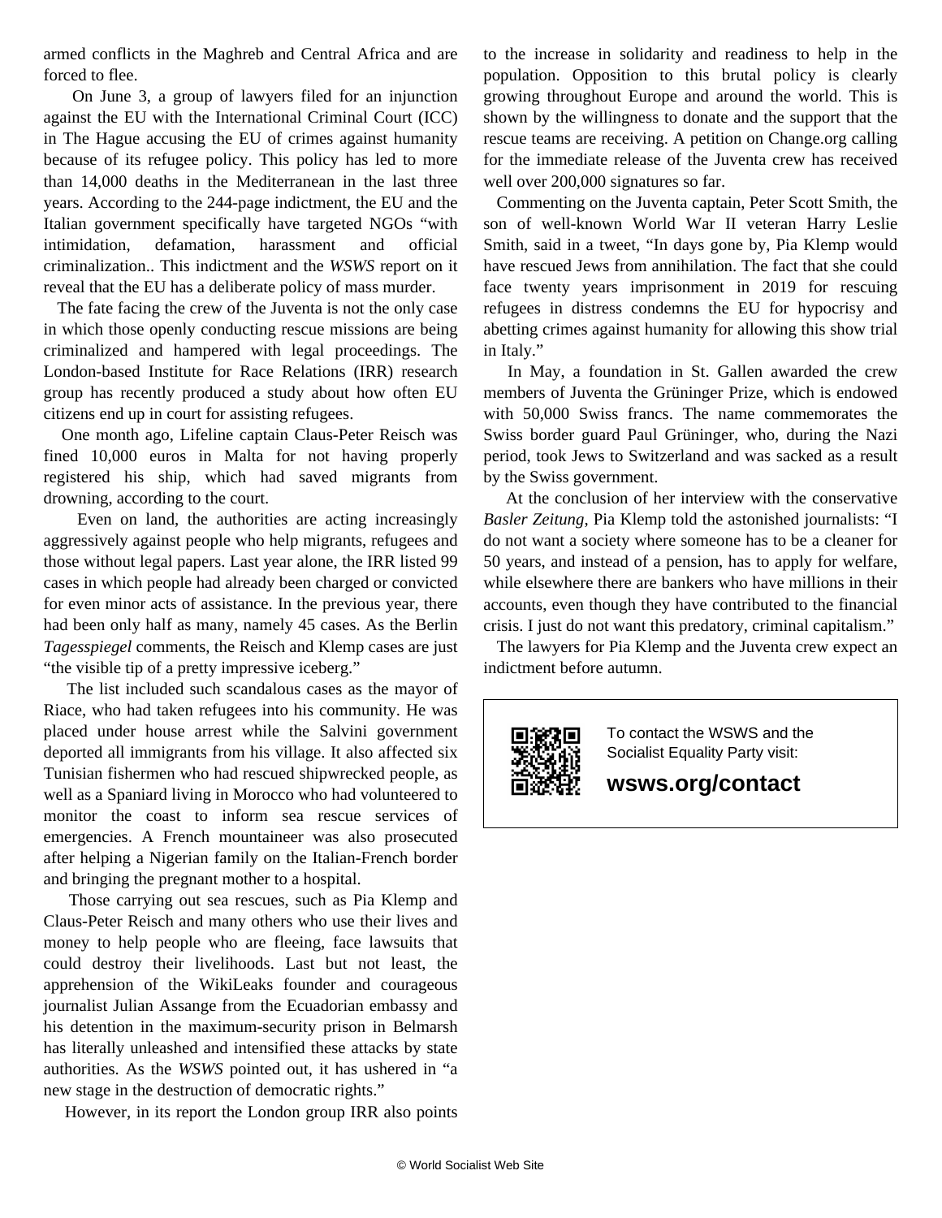armed conflicts in the Maghreb and Central Africa and are forced to flee.

On June 3, a group of lawyers filed for an injunction against the EU with the International Criminal Court (ICC) in The Hague accusing the EU of crimes against humanity because of its refugee policy. This policy has led to more than 14,000 deaths in the Mediterranean in the last three years. According to the 244-page indictment, the EU and the Italian government specifically have targeted NGOs “with intimidation, defamation, harassment and official criminalization.. This indictment and the *WSWS* report on it reveal that the EU has a deliberate policy of mass murder.

The fate facing the crew of the Juventa is not the only case in which those openly conducting rescue missions are being criminalized and hampered with legal proceedings. The London-based Institute for Race Relations (IRR) research group has recently produced a study about how often EU citizens end up in court for assisting refugees.

One month ago, Lifeline captain Claus-Peter Reisch was fined 10,000 euros in Malta for not having properly registered his ship, which had saved migrants from drowning, according to the court.

Even on land, the authorities are acting increasingly aggressively against people who help migrants, refugees and those without legal papers. Last year alone, the IRR listed 99 cases in which people had already been charged or convicted for even minor acts of assistance. In the previous year, there had been only half as many, namely 45 cases. As the Berlin *Tagesspiegel* comments, the Reisch and Klemp cases are just “the visible tip of a pretty impressive iceberg.”

The list included such scandalous cases as the mayor of Riace, who had taken refugees into his community. He was placed under house arrest while the Salvini government deported all immigrants from his village. It also affected six Tunisian fishermen who had rescued shipwrecked people, as well as a Spaniard living in Morocco who had volunteered to monitor the coast to inform sea rescue services of emergencies. A French mountaineer was also prosecuted after helping a Nigerian family on the Italian-French border and bringing the pregnant mother to a hospital.

Those carrying out sea rescues, such as Pia Klemp and Claus-Peter Reisch and many others who use their lives and money to help people who are fleeing, face lawsuits that could destroy their livelihoods. Last but not least, the apprehension of the WikiLeaks founder and courageous journalist Julian Assange from the Ecuadorian embassy and his detention in the maximum-security prison in Belmarsh has literally unleashed and intensified these attacks by state authorities. As the *WSWS* pointed out, it has ushered in “a new stage in the destruction of democratic rights.”

However, in its report the London group IRR also points to the increase in solidarity and readiness to help in the population. Opposition to this brutal policy is clearly growing throughout Europe and around the world. This is shown by the willingness to donate and the support that the rescue teams are receiving. A petition on Change.org calling for the immediate release of the Juventa crew has received well over 200,000 signatures so far.

Commenting on the Juventa captain, Peter Scott Smith, the son of well-known World War II veteran Harry Leslie Smith, said in a tweet, “In days gone by, Pia Klemp would have rescued Jews from annihilation. The fact that she could face twenty years imprisonment in 2019 for rescuing refugees in distress condemns the EU for hypocrisy and abetting crimes against humanity for allowing this show trial in Italy.”

In May, a foundation in St. Gallen awarded the crew members of Juventa the Grüninger Prize, which is endowed with 50,000 Swiss francs. The name commemorates the Swiss border guard Paul Grüninger, who, during the Nazi period, took Jews to Switzerland and was sacked as a result by the Swiss government.

At the conclusion of her interview with the conservative *Basler Zeitung*, Pia Klemp told the astonished journalists: “I do not want a society where someone has to be a cleaner for 50 years, and instead of a pension, has to apply for welfare, while elsewhere there are bankers who have millions in their accounts, even though they have contributed to the financial crisis. I just do not want this predatory, criminal capitalism.”

The lawyers for Pia Klemp and the Juventa crew expect an indictment before autumn.

To contact the WSWS and the Socialist Equality Party visit:

**wsws.org/contact**